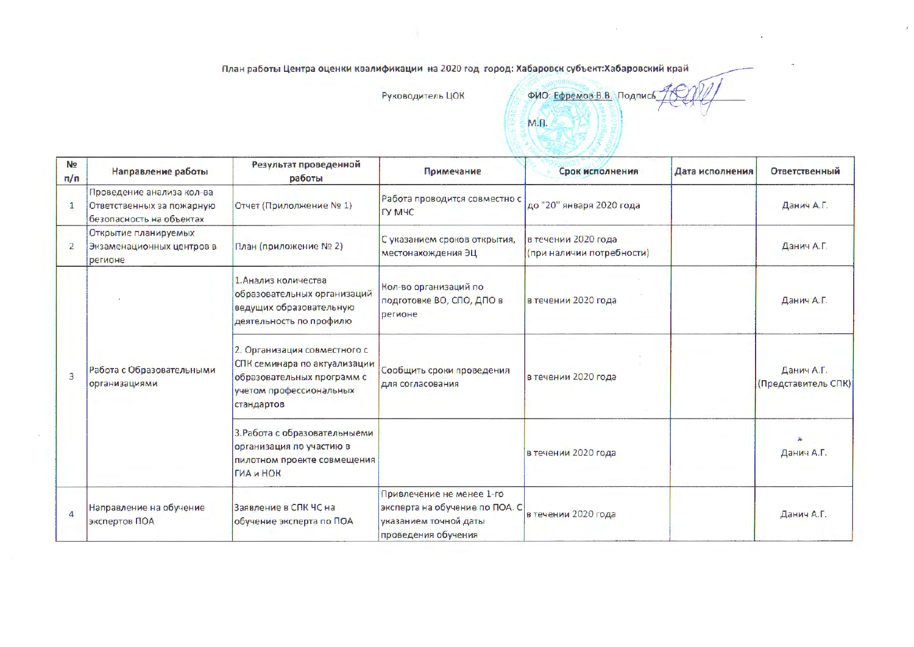План работы Центра оценки квалификации на 2020 год город: Хабаровск субъект:Хабаровский край

Руководитель ЦОК ФИО: Ефремов В.В. Подпись

М.П.

| № п/п | Направление работы | Результат проведенной работы | Примечание | Срок исполнения | Дата исполнения | Ответственный |
|---|---|---|---|---|---|---|
| 1 | Проведение анализа кол-ва Ответственных за пожарную безопасность на объектах | Отчет (Приложение № 1) | Работа проводится совместно с ГУ МЧС | до "20" января 2020 года | | Данич А.Г. |
| 2 | Открытие планируемых Экзаменационных центров в регионе | План (приложение № 2) | С указанием сроков открытия, местонахождения ЭЦ | в течении 2020 года (при наличии потребности) | | Данич А.Г. |
| 3 | Работа с Образовательными организациями | 1.Анализ количества образовательных организаций ведущих образовательную деятельность по профилю | Кол-во организаций по подготовке ВО, СПО, ДПО в регионе | в течении 2020 года | | Данич А.Г. |
| | | 2. Организация совместного с СПК семинара по актуализации образовательных программ с учетом профессиональных стандартов | Сообщить сроки проведения для согласования | в течении 2020 года | | Данич А.Г. (Представитель СПК) |
| | | 3.Работа с образовательныеми организация по участию в пилотном проекте совмещения ГИА и НОК | | в течении 2020 года | | Данич А.Г. |
| 4 | Направление на обучение экспертов ПОА | Заявление в СПК ЧС на обучение эксперта по ПОА | Привлечение не менее 1-го эксперта на обучение по ПОА. С указанием точной даты проведения обучения | в течении 2020 года | | Данич А.Г. |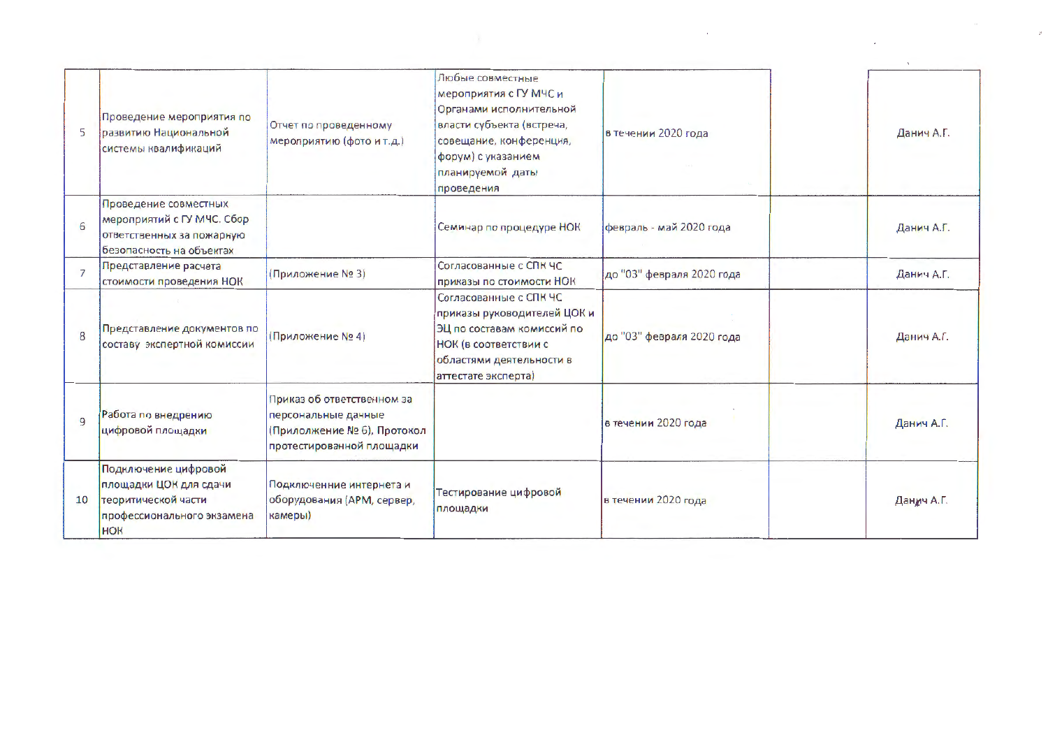| | | | | | | |
|---|---|---|---|---|---|---|
| 5 | Проведение мероприятия по развитию Национальной системы квалификаций | Отчет по проведенному мероприятию (фото и т.д.) | Любые совместные мероприятия с ГУ МЧС и Органами исполнительной власти субъекта (встреча, совещание, конференция, форум) с указанием планируемой даты проведения | в течении 2020 года | | Данич А.Г. |
| 6 | Проведение совместных мероприятий с ГУ МЧС. Сбор ответственных за пожарную безопасность на объектах | | Семинар по процедуре НОК | февраль - май 2020 года | | Данич А.Г. |
| 7 | Представление расчета стоимости проведения НОК | (Приложение № 3) | Согласованные с СПК ЧС приказы по стоимости НОК | до "03" февраля 2020 года | | Данич А.Г. |
| 8 | Представление документов по составу экспертной комиссии | (Приложение № 4) | Согласованные с СПК ЧС приказы руководителей ЦОК и ЭЦ по составам комиссий по НОК (в соответствии с областями деятельности в аттестате эксперта) | до "03" февраля 2020 года | | Данич А.Г. |
| 9 | Работа по внедрению цифровой площадки | Приказ об ответственном за персональные данные (Прилолжение № 6), Протокол протестированной площадки | | в течении 2020 года | | Данич А.Г. |
| 10 | Подключение цифровой площадки ЦОК для сдачи теоритической части профессионального экзамена НОК | Подключенние интернета и оборудования (АРМ, сервер, камеры) | Тестирование цифровой площадки | в течении 2020 года | | Данич А.Г. |